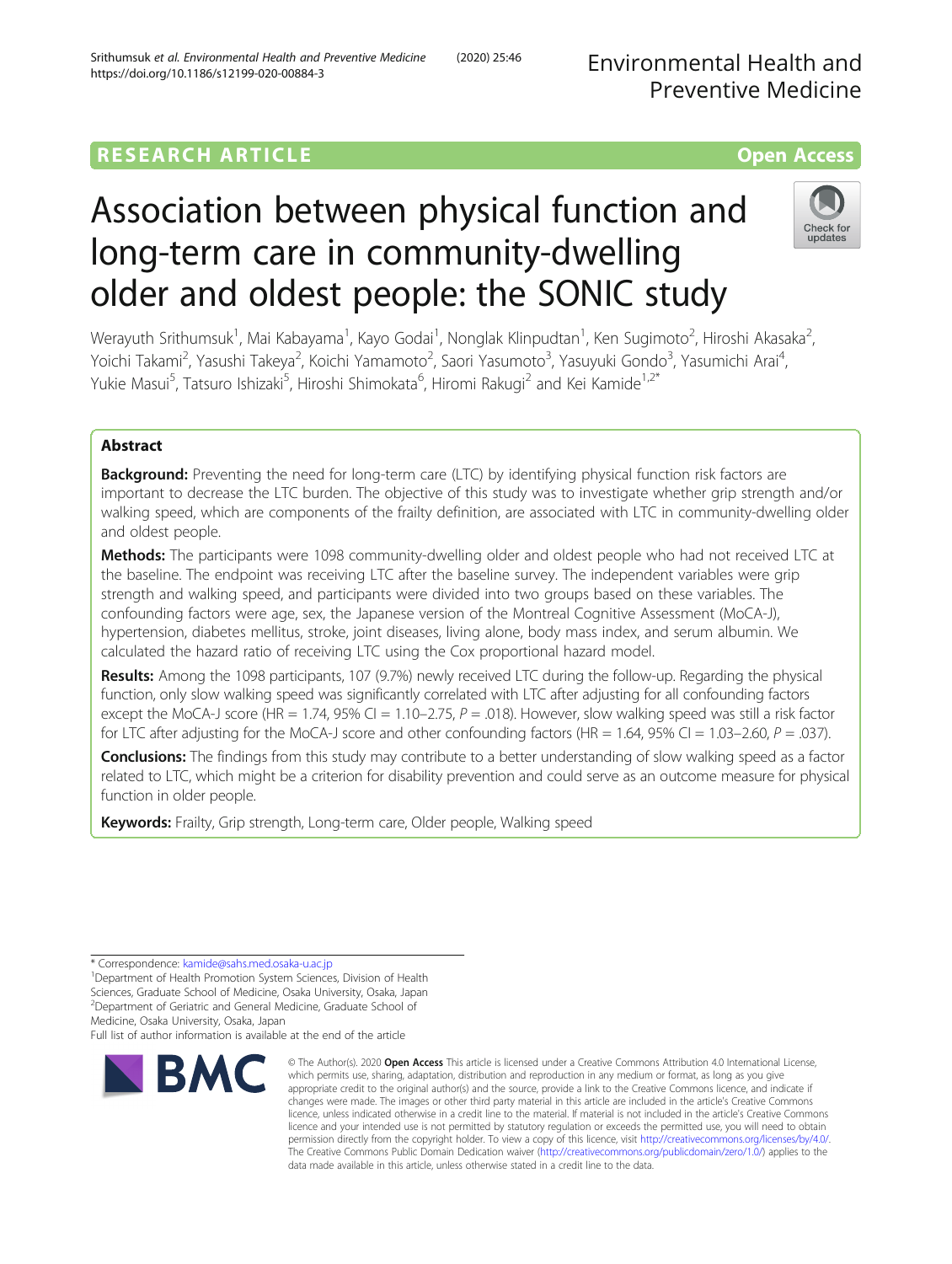RESEARCH ARTICLE

Open Access

# Association between physical function and long-term care in community-dwelling older and oldest people: the SONIC study

Werayuth Srithumsuk[1], Mai Kabayama[1], Kayo Godai[1], Nonglak Klinpudtan[1], Ken Sugimoto[2], Hiroshi Akasaka[2], Yoichi Takami[2], Yasushi Takeya[2], Koichi Yamamoto[2], Saori Yasumoto[3], Yasuyuki Gondo[3], Yasumichi Arai[4], Yukie Masui[5], Tatsuro Ishizaki[5], Hiroshi Shimokata[6], Hiromi Rakugi[2] and Kei Kamide[1,2*]

## Abstract

**Background:** Preventing the need for long-term care (LTC) by identifying physical function risk factors are important to decrease the LTC burden. The objective of this study was to investigate whether grip strength and/or walking speed, which are components of the frailty definition, are associated with LTC in community-dwelling older and oldest people.

**Methods:** The participants were 1098 community-dwelling older and oldest people who had not received LTC at the baseline. The endpoint was receiving LTC after the baseline survey. The independent variables were grip strength and walking speed, and participants were divided into two groups based on these variables. The confounding factors were age, sex, the Japanese version of the Montreal Cognitive Assessment (MoCA-J), hypertension, diabetes mellitus, stroke, joint diseases, living alone, body mass index, and serum albumin. We calculated the hazard ratio of receiving LTC using the Cox proportional hazard model.

**Results:** Among the 1098 participants, 107 (9.7%) newly received LTC during the follow-up. Regarding the physical function, only slow walking speed was significantly correlated with LTC after adjusting for all confounding factors except the MoCA-J score (HR = 1.74, 95% CI = 1.10–2.75, $P = .018$). However, slow walking speed was still a risk factor for LTC after adjusting for the MoCA-J score and other confounding factors (HR = 1.64, 95% CI = 1.03–2.60, $P = .037$).

**Conclusions:** The findings from this study may contribute to a better understanding of slow walking speed as a factor related to LTC, which might be a criterion for disability prevention and could serve as an outcome measure for physical function in older people.

**Keywords:** Frailty, Grip strength, Long-term care, Older people, Walking speed

\* Correspondence: kamide@sahs.med.osaka-u.ac.jp

[1]Department of Health Promotion System Sciences, Division of Health Sciences, Graduate School of Medicine, Osaka University, Osaka, Japan

[2]Department of Geriatric and General Medicine, Graduate School of Medicine, Osaka University, Osaka, Japan

Full list of author information is available at the end of the article

© The Author(s). 2020 **Open Access** This article is licensed under a Creative Commons Attribution 4.0 International License, which permits use, sharing, adaptation, distribution and reproduction in any medium or format, as long as you give appropriate credit to the original author(s) and the source, provide a link to the Creative Commons licence, and indicate if changes were made. The images or other third party material in this article are included in the article's Creative Commons licence, unless indicated otherwise in a credit line to the material. If material is not included in the article's Creative Commons licence and your intended use is not permitted by statutory regulation or exceeds the permitted use, you will need to obtain permission directly from the copyright holder. To view a copy of this licence, visit http://creativecommons.org/licenses/by/4.0/. The Creative Commons Public Domain Dedication waiver (http://creativecommons.org/publicdomain/zero/1.0/) applies to the data made available in this article, unless otherwise stated in a credit line to the data.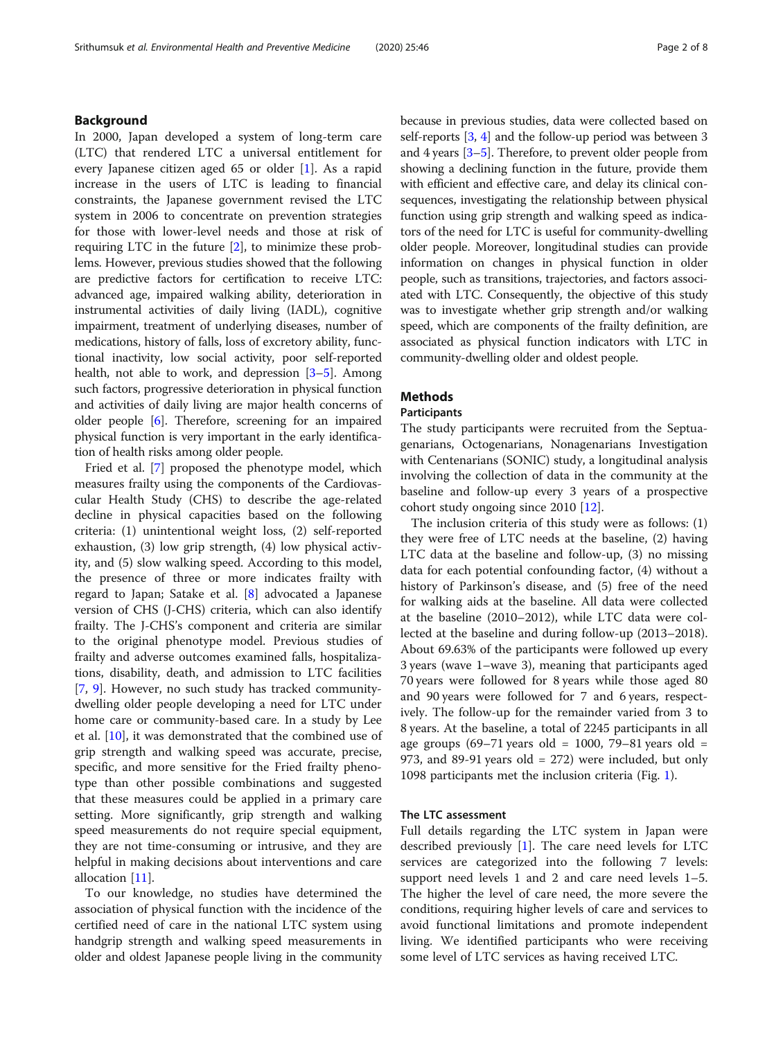## Background

In 2000, Japan developed a system of long-term care (LTC) that rendered LTC a universal entitlement for every Japanese citizen aged 65 or older [1]. As a rapid increase in the users of LTC is leading to financial constraints, the Japanese government revised the LTC system in 2006 to concentrate on prevention strategies for those with lower-level needs and those at risk of requiring LTC in the future [2], to minimize these problems. However, previous studies showed that the following are predictive factors for certification to receive LTC: advanced age, impaired walking ability, deterioration in instrumental activities of daily living (IADL), cognitive impairment, treatment of underlying diseases, number of medications, history of falls, loss of excretory ability, functional inactivity, low social activity, poor self-reported health, not able to work, and depression [3–5]. Among such factors, progressive deterioration in physical function and activities of daily living are major health concerns of older people [6]. Therefore, screening for an impaired physical function is very important in the early identification of health risks among older people.

Fried et al. [7] proposed the phenotype model, which measures frailty using the components of the Cardiovascular Health Study (CHS) to describe the age-related decline in physical capacities based on the following criteria: (1) unintentional weight loss, (2) self-reported exhaustion, (3) low grip strength, (4) low physical activity, and (5) slow walking speed. According to this model, the presence of three or more indicates frailty with regard to Japan; Satake et al. [8] advocated a Japanese version of CHS (J-CHS) criteria, which can also identify frailty. The J-CHS's component and criteria are similar to the original phenotype model. Previous studies of frailty and adverse outcomes examined falls, hospitalizations, disability, death, and admission to LTC facilities [7, 9]. However, no such study has tracked community-dwelling older people developing a need for LTC under home care or community-based care. In a study by Lee et al. [10], it was demonstrated that the combined use of grip strength and walking speed was accurate, precise, specific, and more sensitive for the Fried frailty phenotype than other possible combinations and suggested that these measures could be applied in a primary care setting. More significantly, grip strength and walking speed measurements do not require special equipment, they are not time-consuming or intrusive, and they are helpful in making decisions about interventions and care allocation [11].

To our knowledge, no studies have determined the association of physical function with the incidence of the certified need of care in the national LTC system using handgrip strength and walking speed measurements in older and oldest Japanese people living in the community because in previous studies, data were collected based on self-reports [3, 4] and the follow-up period was between 3 and 4 years [3–5]. Therefore, to prevent older people from showing a declining function in the future, provide them with efficient and effective care, and delay its clinical consequences, investigating the relationship between physical function using grip strength and walking speed as indicators of the need for LTC is useful for community-dwelling older people. Moreover, longitudinal studies can provide information on changes in physical function in older people, such as transitions, trajectories, and factors associated with LTC. Consequently, the objective of this study was to investigate whether grip strength and/or walking speed, which are components of the frailty definition, are associated as physical function indicators with LTC in community-dwelling older and oldest people.

## Methods

### Participants

The study participants were recruited from the Septuagenarians, Octogenarians, Nonagenarians Investigation with Centenarians (SONIC) study, a longitudinal analysis involving the collection of data in the community at the baseline and follow-up every 3 years of a prospective cohort study ongoing since 2010 [12].

The inclusion criteria of this study were as follows: (1) they were free of LTC needs at the baseline, (2) having LTC data at the baseline and follow-up, (3) no missing data for each potential confounding factor, (4) without a history of Parkinson's disease, and (5) free of the need for walking aids at the baseline. All data were collected at the baseline (2010–2012), while LTC data were collected at the baseline and during follow-up (2013–2018). About 69.63% of the participants were followed up every 3 years (wave 1–wave 3), meaning that participants aged 70 years were followed for 8 years while those aged 80 and 90 years were followed for 7 and 6 years, respectively. The follow-up for the remainder varied from 3 to 8 years. At the baseline, a total of 2245 participants in all age groups (69–71 years old = 1000, 79–81 years old = 973, and 89-91 years old = 272) were included, but only 1098 participants met the inclusion criteria (Fig. 1).

### The LTC assessment

Full details regarding the LTC system in Japan were described previously [1]. The care need levels for LTC services are categorized into the following 7 levels: support need levels 1 and 2 and care need levels 1–5. The higher the level of care need, the more severe the conditions, requiring higher levels of care and services to avoid functional limitations and promote independent living. We identified participants who were receiving some level of LTC services as having received LTC.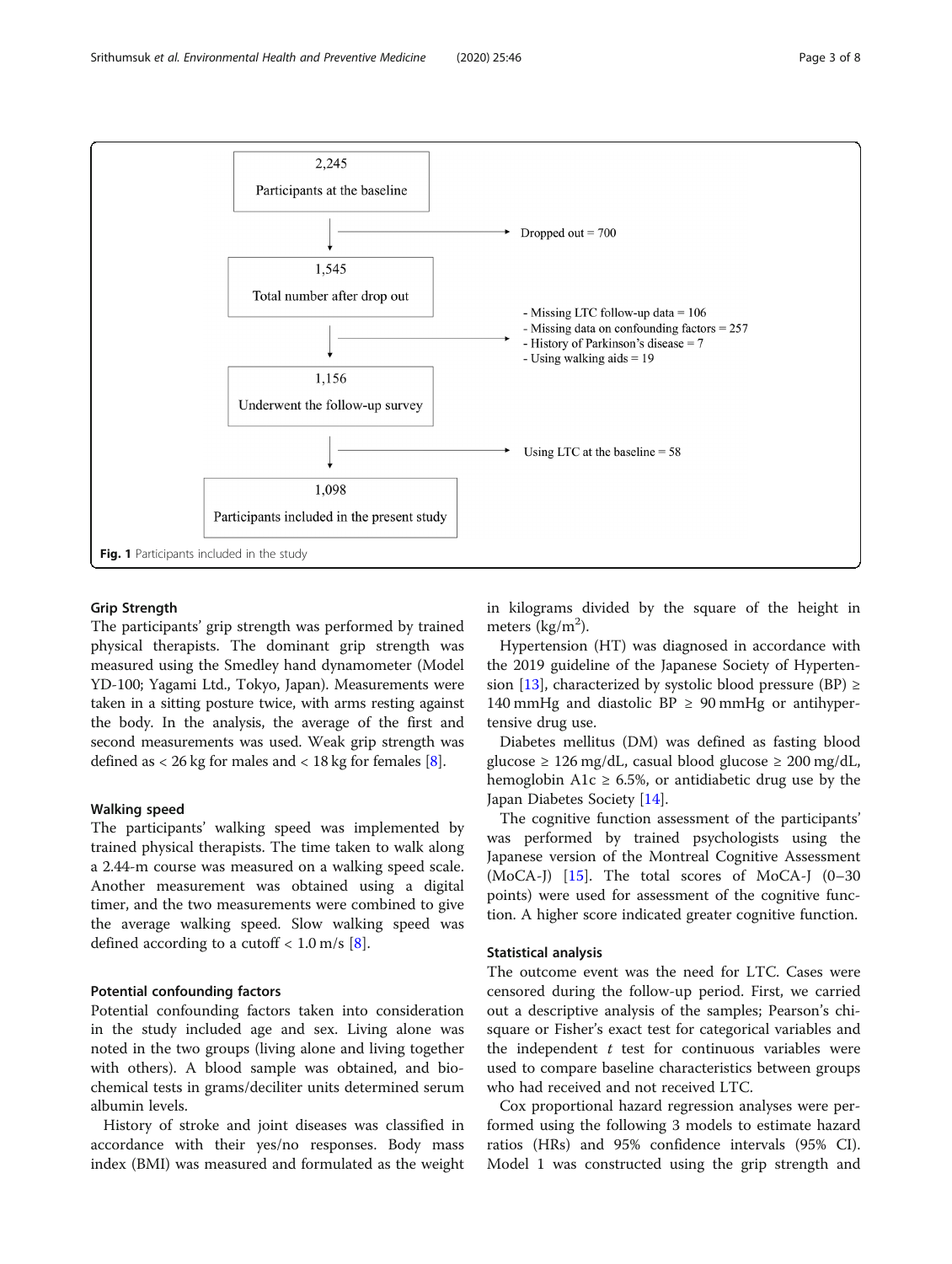2,245

Participants at the baseline

→ Dropped out = 700

1,545

Total number after drop out

→ - Missing LTC follow-up data = 106
- Missing data on confounding factors = 257
- History of Parkinson's disease = 7
- Using walking aids = 19

1,156

Underwent the follow-up survey

→ Using LTC at the baseline = 58

1,098

Participants included in the present study

**Fig. 1** Participants included in the study

### Grip Strength

The participants' grip strength was performed by trained physical therapists. The dominant grip strength was measured using the Smedley hand dynamometer (Model YD-100; Yagami Ltd., Tokyo, Japan). Measurements were taken in a sitting posture twice, with arms resting against the body. In the analysis, the average of the first and second measurements was used. Weak grip strength was defined as < 26 kg for males and < 18 kg for females [8].

### Walking speed

The participants' walking speed was implemented by trained physical therapists. The time taken to walk along a 2.44-m course was measured on a walking speed scale. Another measurement was obtained using a digital timer, and the two measurements were combined to give the average walking speed. Slow walking speed was defined according to a cutoff < 1.0 m/s [8].

### Potential confounding factors

Potential confounding factors taken into consideration in the study included age and sex. Living alone was noted in the two groups (living alone and living together with others). A blood sample was obtained, and biochemical tests in grams/deciliter units determined serum albumin levels.

History of stroke and joint diseases was classified in accordance with their yes/no responses. Body mass index (BMI) was measured and formulated as the weight in kilograms divided by the square of the height in meters ($kg/m^2$).

Hypertension (HT) was diagnosed in accordance with the 2019 guideline of the Japanese Society of Hypertension [13], characterized by systolic blood pressure (BP) ≥ 140 mmHg and diastolic BP ≥ 90 mmHg or antihypertensive drug use.

Diabetes mellitus (DM) was defined as fasting blood glucose ≥ 126 mg/dL, casual blood glucose ≥ 200 mg/dL, hemoglobin A1c ≥ 6.5%, or antidiabetic drug use by the Japan Diabetes Society [14].

The cognitive function assessment of the participants' was performed by trained psychologists using the Japanese version of the Montreal Cognitive Assessment (MoCA-J) [15]. The total scores of MoCA-J (0–30 points) were used for assessment of the cognitive function. A higher score indicated greater cognitive function.

### Statistical analysis

The outcome event was the need for LTC. Cases were censored during the follow-up period. First, we carried out a descriptive analysis of the samples; Pearson's chi-square or Fisher's exact test for categorical variables and the independent *t* test for continuous variables were used to compare baseline characteristics between groups who had received and not received LTC.

Cox proportional hazard regression analyses were performed using the following 3 models to estimate hazard ratios (HRs) and 95% confidence intervals (95% CI). Model 1 was constructed using the grip strength and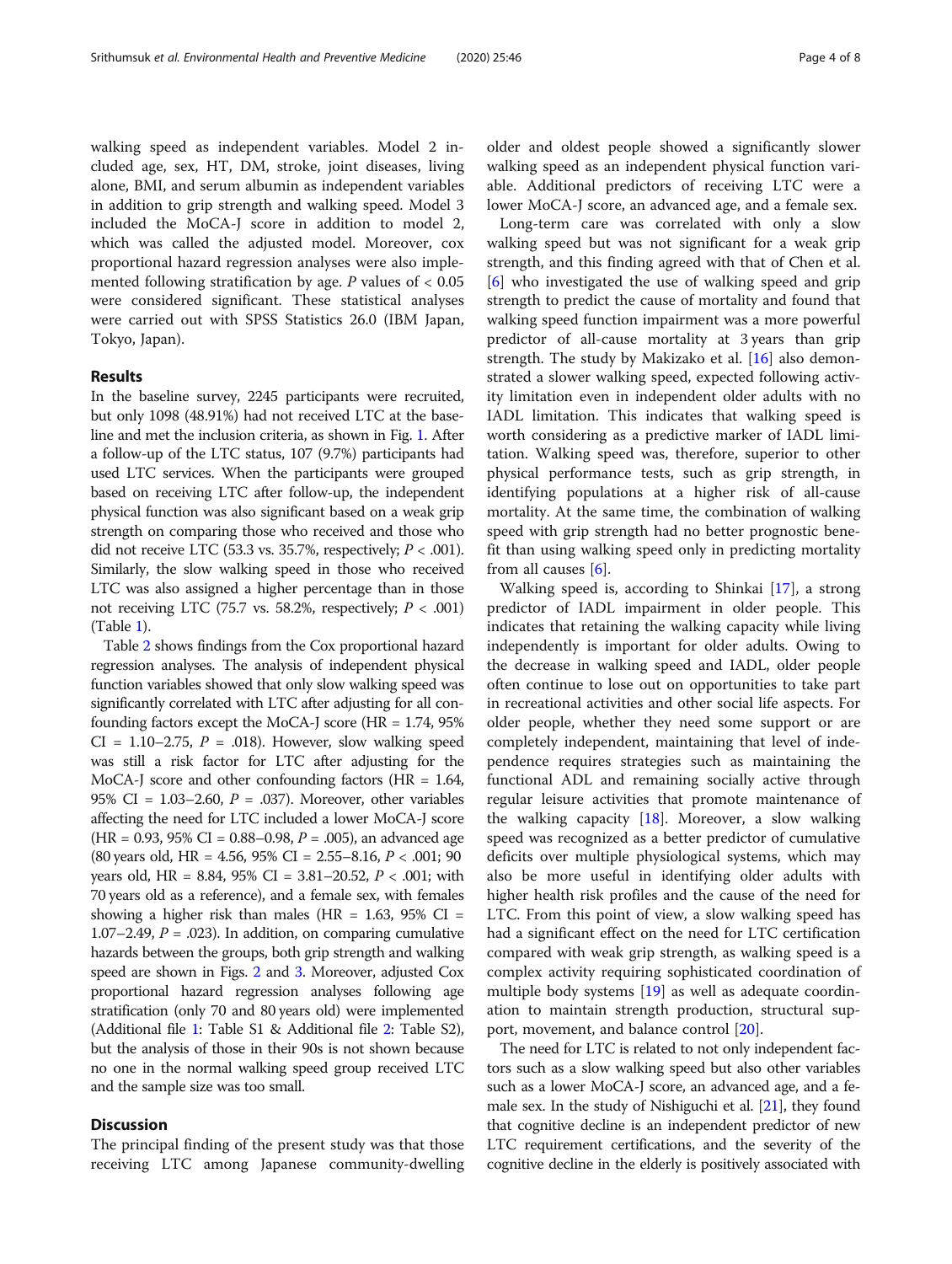walking speed as independent variables. Model 2 included age, sex, HT, DM, stroke, joint diseases, living alone, BMI, and serum albumin as independent variables in addition to grip strength and walking speed. Model 3 included the MoCA-J score in addition to model 2, which was called the adjusted model. Moreover, cox proportional hazard regression analyses were also implemented following stratification by age. *P* values of < 0.05 were considered significant. These statistical analyses were carried out with SPSS Statistics 26.0 (IBM Japan, Tokyo, Japan).

## Results

In the baseline survey, 2245 participants were recruited, but only 1098 (48.91%) had not received LTC at the baseline and met the inclusion criteria, as shown in Fig. 1. After a follow-up of the LTC status, 107 (9.7%) participants had used LTC services. When the participants were grouped based on receiving LTC after follow-up, the independent physical function was also significant based on a weak grip strength on comparing those who received and those who did not receive LTC (53.3 vs. 35.7%, respectively; $P < .001$). Similarly, the slow walking speed in those who received LTC was also assigned a higher percentage than in those not receiving LTC (75.7 vs. 58.2%, respectively; $P < .001$) (Table 1).

Table 2 shows findings from the Cox proportional hazard regression analyses. The analysis of independent physical function variables showed that only slow walking speed was significantly correlated with LTC after adjusting for all confounding factors except the MoCA-J score (HR = 1.74, 95% CI = 1.10–2.75, $P = .018$). However, slow walking speed was still a risk factor for LTC after adjusting for the MoCA-J score and other confounding factors (HR = 1.64, 95% CI = 1.03–2.60, $P = .037$). Moreover, other variables affecting the need for LTC included a lower MoCA-J score (HR = 0.93, 95% CI = 0.88–0.98, $P = .005$), an advanced age (80 years old, HR = 4.56, 95% CI = 2.55–8.16, $P < .001$; 90 years old, HR = 8.84, 95% CI = 3.81–20.52, $P < .001$; with 70 years old as a reference), and a female sex, with females showing a higher risk than males (HR = 1.63, 95% CI = 1.07–2.49, $P = .023$). In addition, on comparing cumulative hazards between the groups, both grip strength and walking speed are shown in Figs. 2 and 3. Moreover, adjusted Cox proportional hazard regression analyses following age stratification (only 70 and 80 years old) were implemented (Additional file 1: Table S1 & Additional file 2: Table S2), but the analysis of those in their 90s is not shown because no one in the normal walking speed group received LTC and the sample size was too small.

## Discussion

The principal finding of the present study was that those receiving LTC among Japanese community-dwelling older and oldest people showed a significantly slower walking speed as an independent physical function variable. Additional predictors of receiving LTC were a lower MoCA-J score, an advanced age, and a female sex.

Long-term care was correlated with only a slow walking speed but was not significant for a weak grip strength, and this finding agreed with that of Chen et al. [6] who investigated the use of walking speed and grip strength to predict the cause of mortality and found that walking speed function impairment was a more powerful predictor of all-cause mortality at 3 years than grip strength. The study by Makizako et al. [16] also demonstrated a slower walking speed, expected following activity limitation even in independent older adults with no IADL limitation. This indicates that walking speed is worth considering as a predictive marker of IADL limitation. Walking speed was, therefore, superior to other physical performance tests, such as grip strength, in identifying populations at a higher risk of all-cause mortality. At the same time, the combination of walking speed with grip strength had no better prognostic benefit than using walking speed only in predicting mortality from all causes [6].

Walking speed is, according to Shinkai [17], a strong predictor of IADL impairment in older people. This indicates that retaining the walking capacity while living independently is important for older adults. Owing to the decrease in walking speed and IADL, older people often continue to lose out on opportunities to take part in recreational activities and other social life aspects. For older people, whether they need some support or are completely independent, maintaining that level of independence requires strategies such as maintaining the functional ADL and remaining socially active through regular leisure activities that promote maintenance of the walking capacity [18]. Moreover, a slow walking speed was recognized as a better predictor of cumulative deficits over multiple physiological systems, which may also be more useful in identifying older adults with higher health risk profiles and the cause of the need for LTC. From this point of view, a slow walking speed has had a significant effect on the need for LTC certification compared with weak grip strength, as walking speed is a complex activity requiring sophisticated coordination of multiple body systems [19] as well as adequate coordination to maintain strength production, structural support, movement, and balance control [20].

The need for LTC is related to not only independent factors such as a slow walking speed but also other variables such as a lower MoCA-J score, an advanced age, and a female sex. In the study of Nishiguchi et al. [21], they found that cognitive decline is an independent predictor of new LTC requirement certifications, and the severity of the cognitive decline in the elderly is positively associated with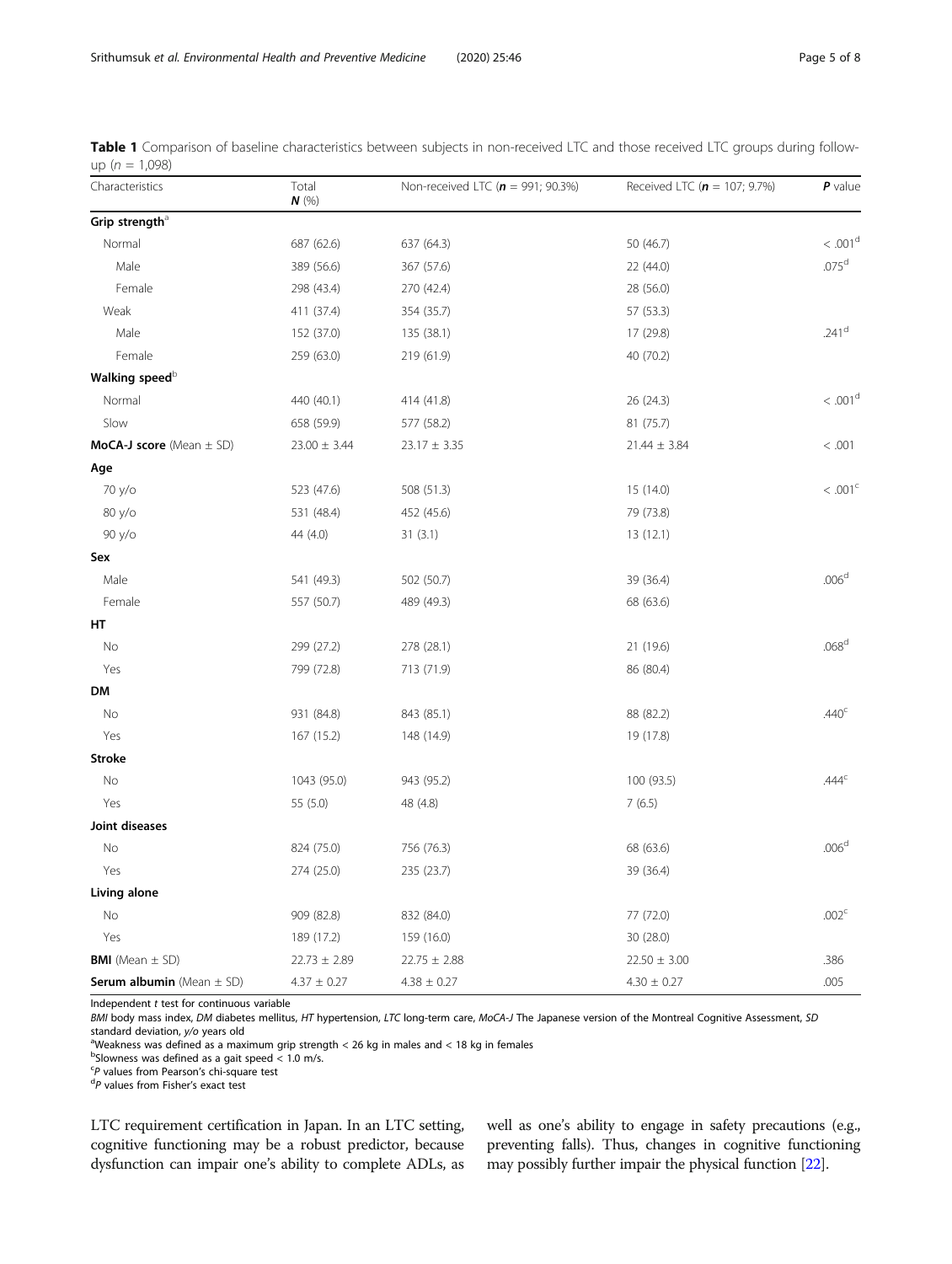**Table 1** Comparison of baseline characteristics between subjects in non-received LTC and those received LTC groups during follow-up ($n$ = 1,098)

| Characteristics | Total **N** (%) | Non-received LTC (**n** = 991; 90.3%) | Received LTC (**n** = 107; 9.7%) | **P** value |
|---|---|---|---|---|
| **Grip strength**[a] | | | | |
| Normal | 687 (62.6) | 637 (64.3) | 50 (46.7) | < .001[d] |
| Male | 389 (56.6) | 367 (57.6) | 22 (44.0) | .075[d] |
| Female | 298 (43.4) | 270 (42.4) | 28 (56.0) | |
| Weak | 411 (37.4) | 354 (35.7) | 57 (53.3) | |
| Male | 152 (37.0) | 135 (38.1) | 17 (29.8) | .241[d] |
| Female | 259 (63.0) | 219 (61.9) | 40 (70.2) | |
| **Walking speed**[b] | | | | |
| Normal | 440 (40.1) | 414 (41.8) | 26 (24.3) | < .001[d] |
| Slow | 658 (59.9) | 577 (58.2) | 81 (75.7) | |
| **MoCA-J score** (Mean ± SD) | 23.00 ± 3.44 | 23.17 ± 3.35 | 21.44 ± 3.84 | < .001 |
| **Age** | | | | |
| 70 y/o | 523 (47.6) | 508 (51.3) | 15 (14.0) | < .001[c] |
| 80 y/o | 531 (48.4) | 452 (45.6) | 79 (73.8) | |
| 90 y/o | 44 (4.0) | 31 (3.1) | 13 (12.1) | |
| **Sex** | | | | |
| Male | 541 (49.3) | 502 (50.7) | 39 (36.4) | .006[d] |
| Female | 557 (50.7) | 489 (49.3) | 68 (63.6) | |
| **HT** | | | | |
| No | 299 (27.2) | 278 (28.1) | 21 (19.6) | .068[d] |
| Yes | 799 (72.8) | 713 (71.9) | 86 (80.4) | |
| **DM** | | | | |
| No | 931 (84.8) | 843 (85.1) | 88 (82.2) | .440[c] |
| Yes | 167 (15.2) | 148 (14.9) | 19 (17.8) | |
| **Stroke** | | | | |
| No | 1043 (95.0) | 943 (95.2) | 100 (93.5) | .444[c] |
| Yes | 55 (5.0) | 48 (4.8) | 7 (6.5) | |
| **Joint diseases** | | | | |
| No | 824 (75.0) | 756 (76.3) | 68 (63.6) | .006[d] |
| Yes | 274 (25.0) | 235 (23.7) | 39 (36.4) | |
| **Living alone** | | | | |
| No | 909 (82.8) | 832 (84.0) | 77 (72.0) | .002[c] |
| Yes | 189 (17.2) | 159 (16.0) | 30 (28.0) | |
| **BMI** (Mean ± SD) | 22.73 ± 2.89 | 22.75 ± 2.88 | 22.50 ± 3.00 | .386 |
| **Serum albumin** (Mean ± SD) | 4.37 ± 0.27 | 4.38 ± 0.27 | 4.30 ± 0.27 | .005 |

Independent $t$ test for continuous variable

*BMI* body mass index, *DM* diabetes mellitus, *HT* hypertension, *LTC* long-term care, *MoCA-J* The Japanese version of the Montreal Cognitive Assessment, *SD* standard deviation, *y/o* years old

[a]Weakness was defined as a maximum grip strength < 26 kg in males and < 18 kg in females

[b]Slowness was defined as a gait speed < 1.0 m/s.

[c]$P$ values from Pearson's chi-square test

[d]$P$ values from Fisher's exact test

LTC requirement certification in Japan. In an LTC setting, cognitive functioning may be a robust predictor, because dysfunction can impair one's ability to complete ADLs, as well as one's ability to engage in safety precautions (e.g., preventing falls). Thus, changes in cognitive functioning may possibly further impair the physical function [22].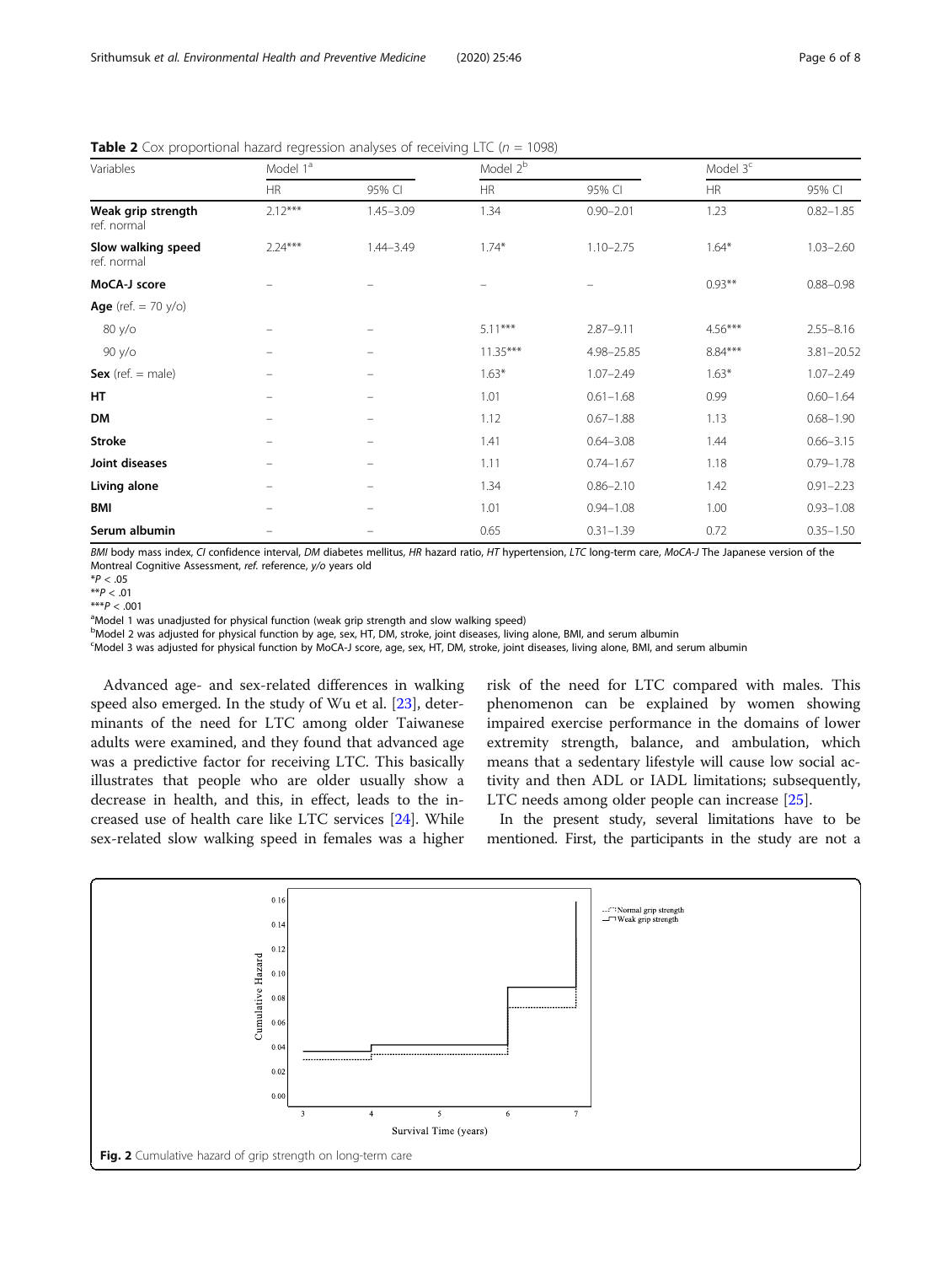**Table 2** Cox proportional hazard regression analyses of receiving LTC ($n$ = 1098)

| Variables | Model 1[a] | | Model 2[b] | | Model 3[c] | |
|---|---|---|---|---|---|---|
| | HR | 95% CI | HR | 95% CI | HR | 95% CI |
| **Weak grip strength** ref. normal | 2.12*** | 1.45–3.09 | 1.34 | 0.90–2.01 | 1.23 | 0.82–1.85 |
| **Slow walking speed** ref. normal | 2.24*** | 1.44–3.49 | 1.74* | 1.10–2.75 | 1.64* | 1.03–2.60 |
| **MoCA-J score** | – | – | – | – | 0.93** | 0.88–0.98 |
| **Age** (ref. = 70 y/o) | | | | | | |
| 80 y/o | – | – | 5.11*** | 2.87–9.11 | 4.56*** | 2.55–8.16 |
| 90 y/o | – | – | 11.35*** | 4.98–25.85 | 8.84*** | 3.81–20.52 |
| **Sex** (ref. = male) | – | – | 1.63* | 1.07–2.49 | 1.63* | 1.07–2.49 |
| **HT** | – | – | 1.01 | 0.61–1.68 | 0.99 | 0.60–1.64 |
| **DM** | – | – | 1.12 | 0.67–1.88 | 1.13 | 0.68–1.90 |
| **Stroke** | – | – | 1.41 | 0.64–3.08 | 1.44 | 0.66–3.15 |
| **Joint diseases** | – | – | 1.11 | 0.74–1.67 | 1.18 | 0.79–1.78 |
| **Living alone** | – | – | 1.34 | 0.86–2.10 | 1.42 | 0.91–2.23 |
| **BMI** | – | – | 1.01 | 0.94–1.08 | 1.00 | 0.93–1.08 |
| **Serum albumin** | – | – | 0.65 | 0.31–1.39 | 0.72 | 0.35–1.50 |

*BMI* body mass index, *CI* confidence interval, *DM* diabetes mellitus, *HR* hazard ratio, *HT* hypertension, *LTC* long-term care, *MoCA-J* The Japanese version of the Montreal Cognitive Assessment, *ref.* reference, *y/o* years old

*$P < .05$

**$P < .01$

***$P < .001$

[a]Model 1 was unadjusted for physical function (weak grip strength and slow walking speed)

[b]Model 2 was adjusted for physical function by age, sex, HT, DM, stroke, joint diseases, living alone, BMI, and serum albumin

[c]Model 3 was adjusted for physical function by MoCA-J score, age, sex, HT, DM, stroke, joint diseases, living alone, BMI, and serum albumin

Advanced age- and sex-related differences in walking speed also emerged. In the study of Wu et al. [23], determinants of the need for LTC among older Taiwanese adults were examined, and they found that advanced age was a predictive factor for receiving LTC. This basically illustrates that people who are older usually show a decrease in health, and this, in effect, leads to the increased use of health care like LTC services [24]. While sex-related slow walking speed in females was a higher risk of the need for LTC compared with males. This phenomenon can be explained by women showing impaired exercise performance in the domains of lower extremity strength, balance, and ambulation, which means that a sedentary lifestyle will cause low social activity and then ADL or IADL limitations; subsequently, LTC needs among older people can increase [25].

In the present study, several limitations have to be mentioned. First, the participants in the study are not a

**Fig. 2** Cumulative hazard of grip strength on long-term care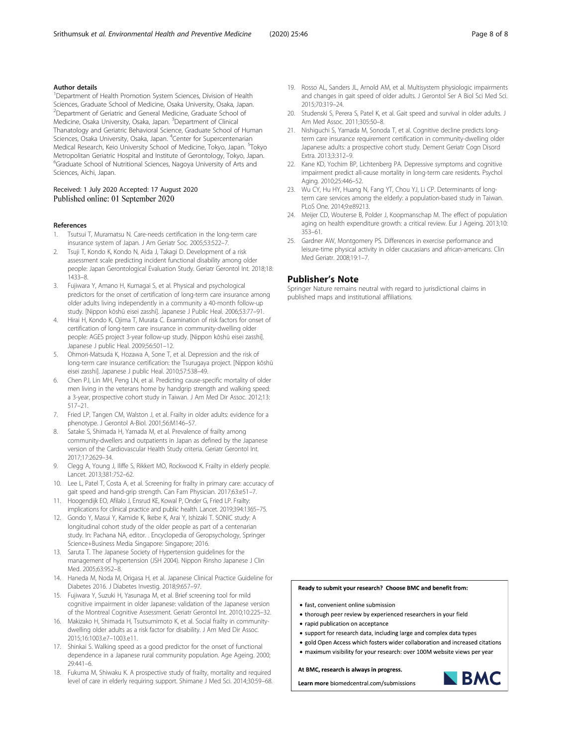### Author details

[1]Department of Health Promotion System Sciences, Division of Health Sciences, Graduate School of Medicine, Osaka University, Osaka, Japan. [2]Department of Geriatric and General Medicine, Graduate School of Medicine, Osaka University, Osaka, Japan. [3]Department of Clinical Thanatology and Geriatric Behavioral Science, Graduate School of Human Sciences, Osaka University, Osaka, Japan. [4]Center for Supercentenarian Medical Research, Keio University School of Medicine, Tokyo, Japan. [5]Tokyo Metropolitan Geriatric Hospital and Institute of Gerontology, Tokyo, Japan. [6]Graduate School of Nutritional Sciences, Nagoya University of Arts and Sciences, Aichi, Japan.

Received: 1 July 2020 Accepted: 17 August 2020
Published online: 01 September 2020

### References

1. Tsutsui T, Muramatsu N. Care-needs certification in the long-term care insurance system of Japan. J Am Geriatr Soc. 2005;53:522–7.
2. Tsuji T, Kondo K, Kondo N, Aida J, Takagi D. Development of a risk assessment scale predicting incident functional disability among older people: Japan Gerontological Evaluation Study. Geriatr Gerontol Int. 2018;18: 1433–8.
3. Fujiwara Y, Amano H, Kumagai S, et al. Physical and psychological predictors for the onset of certification of long-term care insurance among older adults living independently in a community a 40-month follow-up study. [Nippon kōshū eisei zasshi]. Japanese J Public Heal. 2006;53:77–91.
4. Hirai H, Kondo K, Ojima T, Murata C. Examination of risk factors for onset of certification of long-term care insurance in community-dwelling older people: AGES project 3-year follow-up study. [Nippon kōshū eisei zasshi]. Japanese J public Heal. 2009;56:501–12.
5. Ohmori-Matsuda K, Hozawa A, Sone T, et al. Depression and the risk of long-term care insurance certification: the Tsurugaya project. [Nippon kōshū eisei zasshi]. Japanese J public Heal. 2010;57:538–49.
6. Chen PJ, Lin MH, Peng LN, et al. Predicting cause-specific mortality of older men living in the veterans home by handgrip strength and walking speed: a 3-year, prospective cohort study in Taiwan. J Am Med Dir Assoc. 2012;13: 517–21.
7. Fried LP, Tangen CM, Walston J, et al. Frailty in older adults: evidence for a phenotype. J Gerontol A-Biol. 2001;56:M146–57.
8. Satake S, Shimada H, Yamada M, et al. Prevalence of frailty among community-dwellers and outpatients in Japan as defined by the Japanese version of the Cardiovascular Health Study criteria. Geriatr Gerontol Int. 2017;17:2629–34.
9. Clegg A, Young J, Iliffe S, Rikkert MO, Rockwood K. Frailty in elderly people. Lancet. 2013;381:752–62.
10. Lee L, Patel T, Costa A, et al. Screening for frailty in primary care: accuracy of gait speed and hand-grip strength. Can Fam Physician. 2017;63:e51–7.
11. Hoogendijk EO, Afilalo J, Ensrud KE, Kowal P, Onder G, Fried LP. Frailty: implications for clinical practice and public health. Lancet. 2019;394:1365–75.
12. Gondo Y, Masui Y, Kamide K, Ikebe K, Arai Y, Ishizaki T. SONIC study: A longitudinal cohort study of the older people as part of a centenarian study. In: Pachana NA, editor. . Encyclopedia of Geropsychology, Springer Science+Business Media Singapore: Singapore; 2016.
13. Saruta T. The Japanese Society of Hypertension guidelines for the management of hypertension (JSH 2004). Nippon Rinsho Japanese J Clin Med. 2005;63:952–8.
14. Haneda M, Noda M, Origasa H, et al. Japanese Clinical Practice Guideline for Diabetes 2016. J Diabetes Investig. 2018;9:657–97.
15. Fujiwara Y, Suzuki H, Yasunaga M, et al. Brief screening tool for mild cognitive impairment in older Japanese: validation of the Japanese version of the Montreal Cognitive Assessment. Geriatr Gerontol Int. 2010;10:225–32.
16. Makizako H, Shimada H, Tsutsumimoto K, et al. Social frailty in community-dwelling older adults as a risk factor for disability. J Am Med Dir Assoc. 2015;16:1003.e7–1003.e11.
17. Shinkai S. Walking speed as a good predictor for the onset of functional dependence in a Japanese rural community population. Age Ageing. 2000; 29:441–6.
18. Fukuma M, Shiwaku K. A prospective study of frailty, mortality and required level of care in elderly requiring support. Shimane J Med Sci. 2014;30:59–68.
19. Rosso AL, Sanders JL, Arnold AM, et al. Multisystem physiologic impairments and changes in gait speed of older adults. J Gerontol Ser A Biol Sci Med Sci. 2015;70:319–24.
20. Studenski S, Perera S, Patel K, et al. Gait speed and survival in older adults. J Am Med Assoc. 2011;305:50–8.
21. Nishiguchi S, Yamada M, Sonoda T, et al. Cognitive decline predicts long-term care insurance requirement certification in community-dwelling older Japanese adults: a prospective cohort study. Dement Geriatr Cogn Disord Extra. 2013;3:312–9.
22. Kane KD, Yochim BP, Lichtenberg PA. Depressive symptoms and cognitive impairment predict all-cause mortality in long-term care residents. Psychol Aging. 2010;25:446–52.
23. Wu CY, Hu HY, Huang N, Fang YT, Chou YJ, Li CP. Determinants of long-term care services among the elderly: a population-based study in Taiwan. PLoS One. 2014;9:e89213.
24. Meijer CD, Wouterse B, Polder J, Koopmanschap M. The effect of population aging on health expenditure growth: a critical review. Eur J Ageing. 2013;10: 353–61.
25. Gardner AW, Montgomery PS. Differences in exercise performance and leisure-time physical activity in older caucasians and african-americans. Clin Med Geriatr. 2008;19:1–7.

## Publisher's Note

Springer Nature remains neutral with regard to jurisdictional claims in published maps and institutional affiliations.

**Ready to submit your research? Choose BMC and benefit from:**

- fast, convenient online submission
- thorough peer review by experienced researchers in your field
- rapid publication on acceptance
- support for research data, including large and complex data types
- gold Open Access which fosters wider collaboration and increased citations
- maximum visibility for your research: over 100M website views per year

**At BMC, research is always in progress.**

**Learn more** biomedcentral.com/submissions

BMC